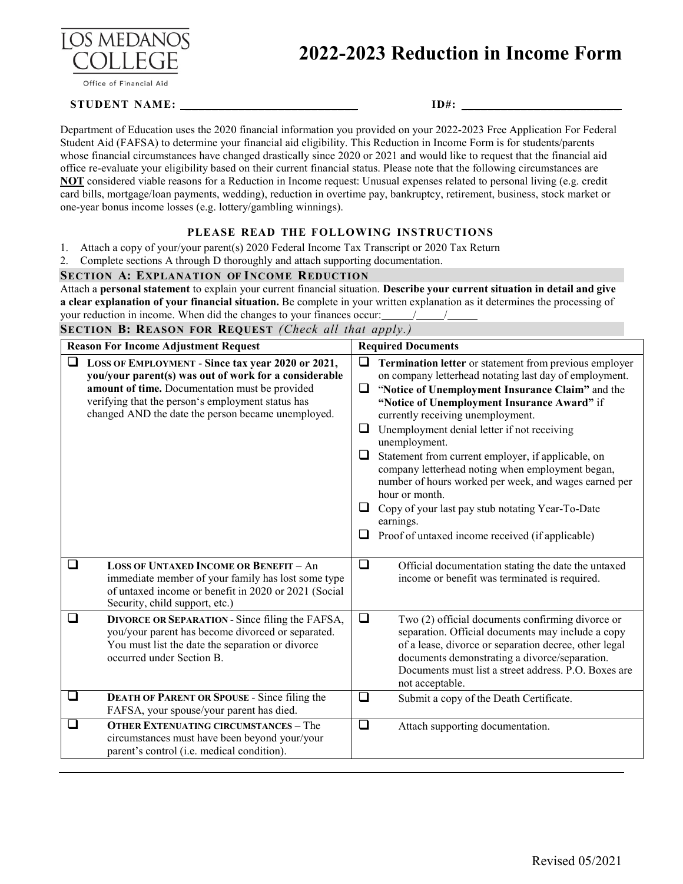LOS MEDANOS COLLEGE
Office of Financial Aid

# 2022-2023 Reduction in Income Form

**STUDENT NAME:** ______________________________ **ID#:** ____________________________

Department of Education uses the 2020 financial information you provided on your 2022-2023 Free Application For Federal Student Aid (FAFSA) to determine your financial aid eligibility. This Reduction in Income Form is for students/parents whose financial circumstances have changed drastically since 2020 or 2021 and would like to request that the financial aid office re-evaluate your eligibility based on their current financial status. Please note that the following circumstances are **NOT** considered viable reasons for a Reduction in Income request: Unusual expenses related to personal living (e.g. credit card bills, mortgage/loan payments, wedding), reduction in overtime pay, bankruptcy, retirement, business, stock market or one-year bonus income losses (e.g. lottery/gambling winnings).

## PLEASE READ THE FOLLOWING INSTRUCTIONS

1. Attach a copy of your/your parent(s) 2020 Federal Income Tax Transcript or 2020 Tax Return
2. Complete sections A through D thoroughly and attach supporting documentation.

### SECTION A: EXPLANATION OF INCOME REDUCTION

Attach a **personal statement** to explain your current financial situation. **Describe your current situation in detail and give a clear explanation of your financial situation.** Be complete in your written explanation as it determines the processing of your reduction in income. When did the changes to your finances occur: _____/_____/_____

### SECTION B: REASON FOR REQUEST *(Check all that apply.)*

| Reason For Income Adjustment Request | Required Documents |
|---|---|
| ☐ **LOSS OF EMPLOYMENT - Since tax year 2020 or 2021, you/your parent(s) was out of work for a considerable amount of time.** Documentation must be provided verifying that the person's employment status has changed AND the date the person became unemployed. | ☐ **Termination letter** or statement from previous employer on company letterhead notating last day of employment.<br>☐ "**Notice of Unemployment Insurance Claim"** and the **"Notice of Unemployment Insurance Award"** if currently receiving unemployment.<br>☐ Unemployment denial letter if not receiving unemployment.<br>☐ Statement from current employer, if applicable, on company letterhead noting when employment began, number of hours worked per week, and wages earned per hour or month.<br>☐ Copy of your last pay stub notating Year-To-Date earnings.<br>☐ Proof of untaxed income received (if applicable) |
| ☐ **LOSS OF UNTAXED INCOME OR BENEFIT** – An immediate member of your family has lost some type of untaxed income or benefit in 2020 or 2021 (Social Security, child support, etc.) | ☐ Official documentation stating the date the untaxed income or benefit was terminated is required. |
| ☐ **DIVORCE OR SEPARATION** - Since filing the FAFSA, you/your parent has become divorced or separated. You must list the date the separation or divorce occurred under Section B. | ☐ Two (2) official documents confirming divorce or separation. Official documents may include a copy of a lease, divorce or separation decree, other legal documents demonstrating a divorce/separation. Documents must list a street address. P.O. Boxes are not acceptable. |
| ☐ **DEATH OF PARENT OR SPOUSE** - Since filing the FAFSA, your spouse/your parent has died. | ☐ Submit a copy of the Death Certificate. |
| ☐ **OTHER EXTENUATING CIRCUMSTANCES** – The circumstances must have been beyond your/your parent's control (i.e. medical condition). | ☐ Attach supporting documentation. |

Revised 05/2021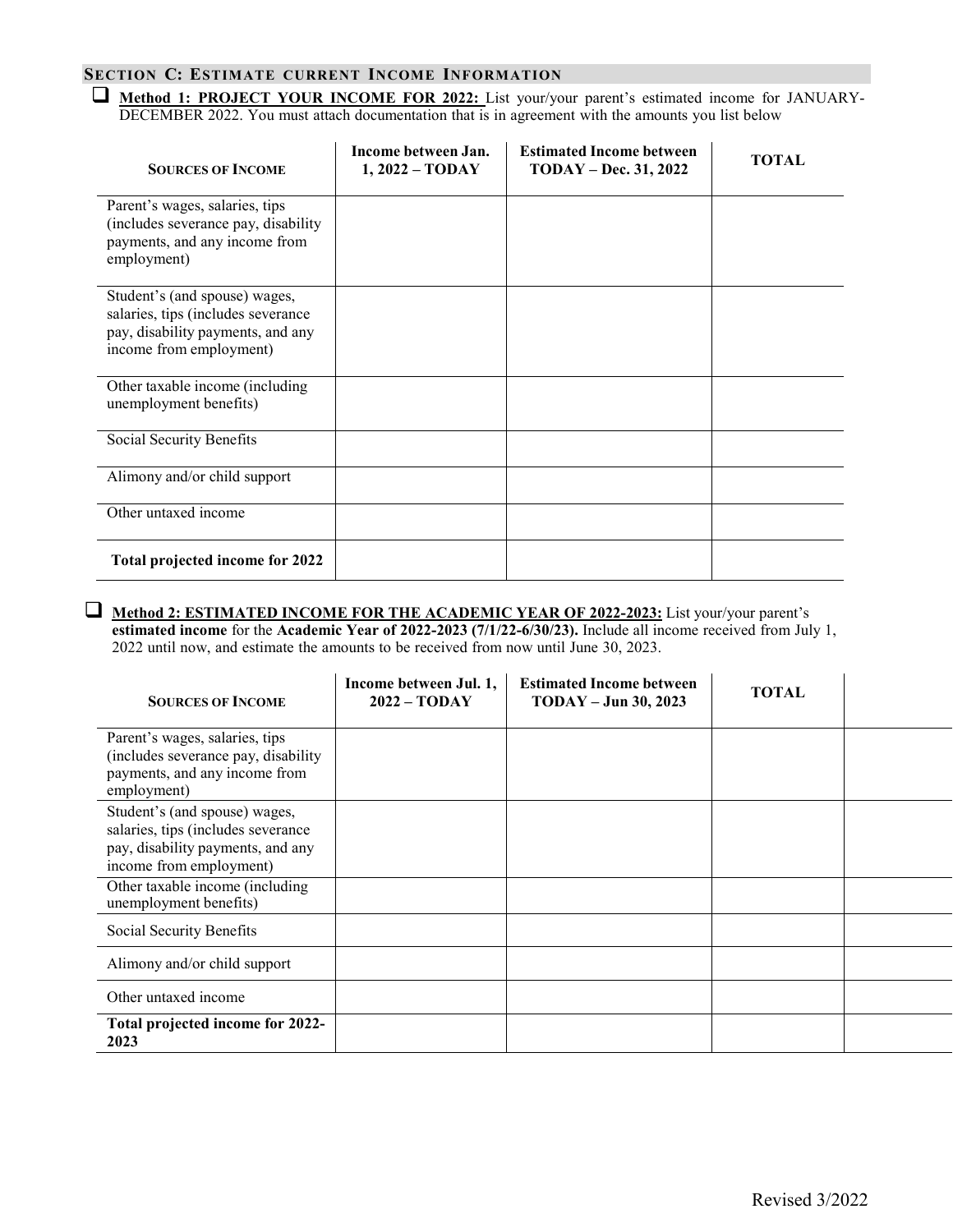## Section C: Estimate current Income Information

☐ **Method 1: PROJECT YOUR INCOME FOR 2022:** List your/your parent's estimated income for JANUARY-DECEMBER 2022. You must attach documentation that is in agreement with the amounts you list below

| Sources of Income | Income between Jan. 1, 2022 – TODAY | Estimated Income between TODAY – Dec. 31, 2022 | TOTAL |
|---|---|---|---|
| Parent's wages, salaries, tips (includes severance pay, disability payments, and any income from employment) | | | |
| Student's (and spouse) wages, salaries, tips (includes severance pay, disability payments, and any income from employment) | | | |
| Other taxable income (including unemployment benefits) | | | |
| Social Security Benefits | | | |
| Alimony and/or child support | | | |
| Other untaxed income | | | |
| **Total projected income for 2022** | | | |

☐ **Method 2: ESTIMATED INCOME FOR THE ACADEMIC YEAR OF 2022-2023:** List your/your parent's **estimated income** for the **Academic Year of 2022-2023 (7/1/22-6/30/23).** Include all income received from July 1, 2022 until now, and estimate the amounts to be received from now until June 30, 2023.

| Sources of Income | Income between Jul. 1, 2022 – TODAY | Estimated Income between TODAY – Jun 30, 2023 | TOTAL | |
|---|---|---|---|---|
| Parent's wages, salaries, tips (includes severance pay, disability payments, and any income from employment) | | | | |
| Student's (and spouse) wages, salaries, tips (includes severance pay, disability payments, and any income from employment) | | | | |
| Other taxable income (including unemployment benefits) | | | | |
| Social Security Benefits | | | | |
| Alimony and/or child support | | | | |
| Other untaxed income | | | | |
| **Total projected income for 2022-2023** | | | | |

Revised 3/2022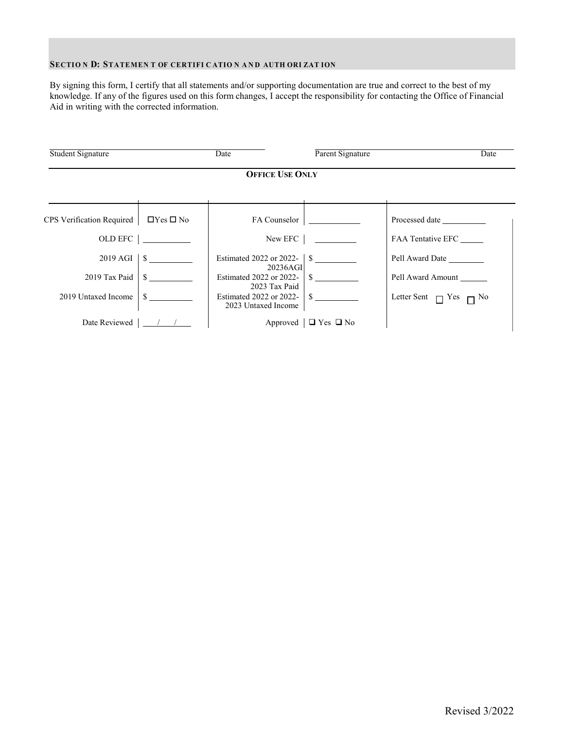## SECTION D: STATEMENT OF CERTIFICATION AND AUTHORIZATION

By signing this form, I certify that all statements and/or supporting documentation are true and correct to the best of my knowledge. If any of the figures used on this form changes, I accept the responsibility for contacting the Office of Financial Aid in writing with the corrected information.

| | | | |
|---|---|---|---|
| Student Signature | Date | Parent Signature | Date |

**OFFICE USE ONLY**

| | | | | |
|---|---|---|---|---|
| CPS Verification Required | ☐Yes ☐ No | FA Counselor | ___________ | Processed date ___________ |
| OLD EFC | ___________ | New EFC | ___________ | FAA Tentative EFC ______ |
| 2019 AGI | $ ___________ | Estimated 2022 or 2022-20236AGI | $ ___________ | Pell Award Date _________ |
| 2019 Tax Paid | $ ___________ | Estimated 2022 or 2022-2023 Tax Paid | $ ___________ | Pell Award Amount _______ |
| 2019 Untaxed Income | $ ___________ | Estimated 2022 or 2022-2023 Untaxed Income | $ ___________ | Letter Sent ☐ Yes ☐ No |
| Date Reviewed | ___/___/___ | Approved | ☐ Yes ☐ No | |

Revised 3/2022